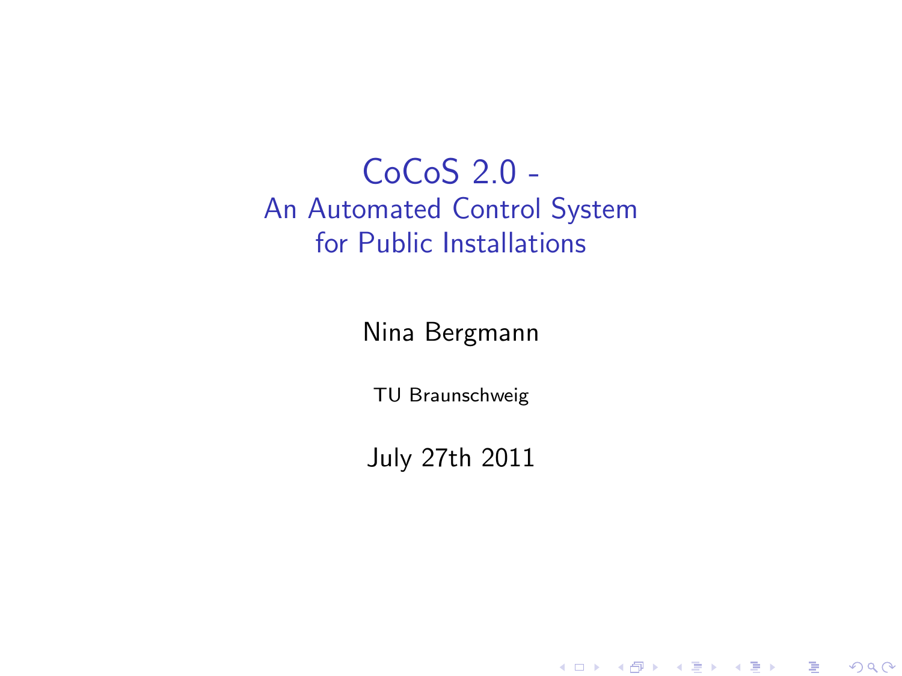# CoCoS 2.0 - An Automated Control System for Public Installations

Nina Bergmann

TU Braunschweig

July 27th 2011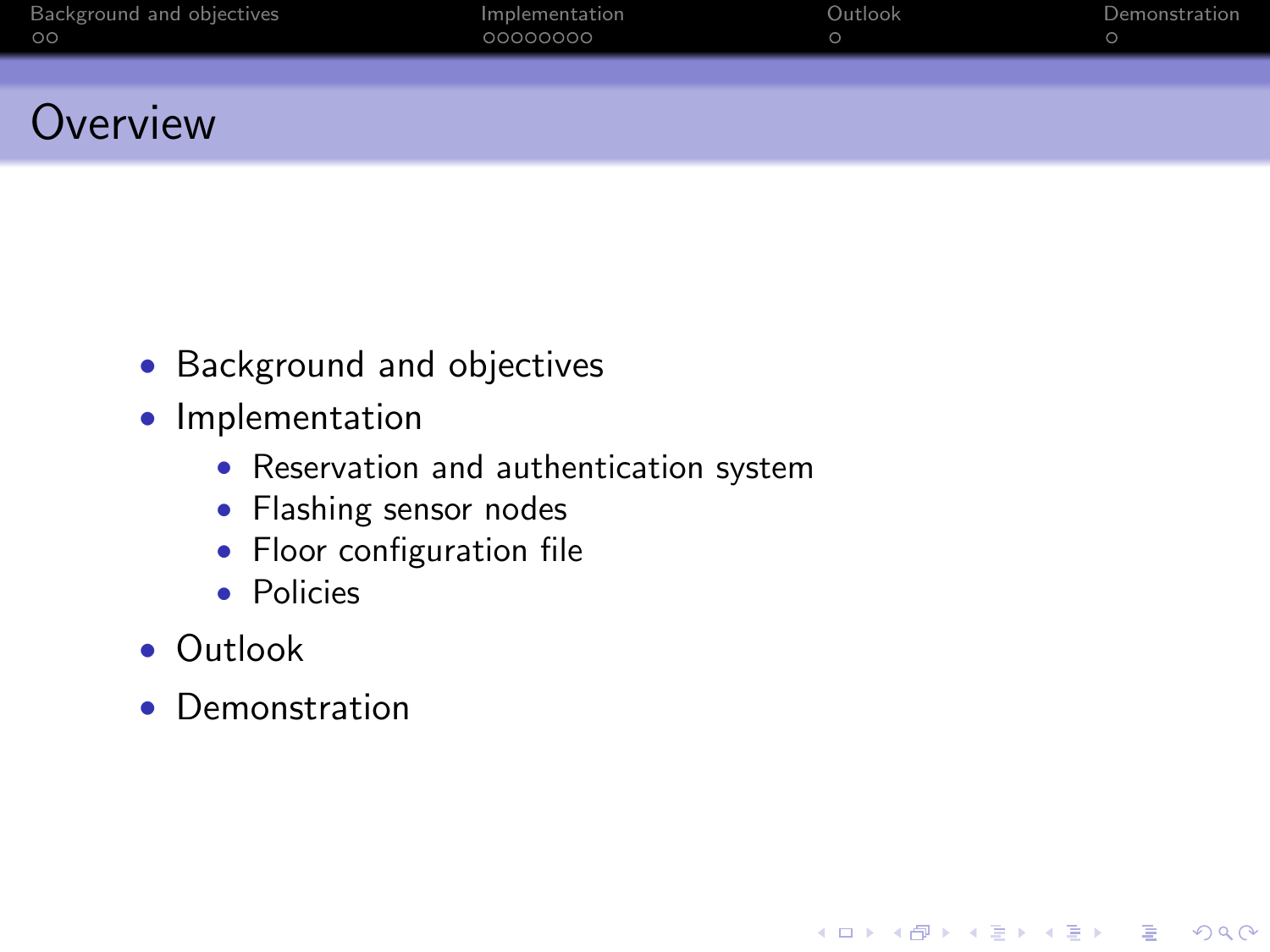# Overview

- Background and objectives
- Implementation
  - Reservation and authentication system
  - Flashing sensor nodes
  - Floor configuration file
  - Policies
- Outlook
- Demonstration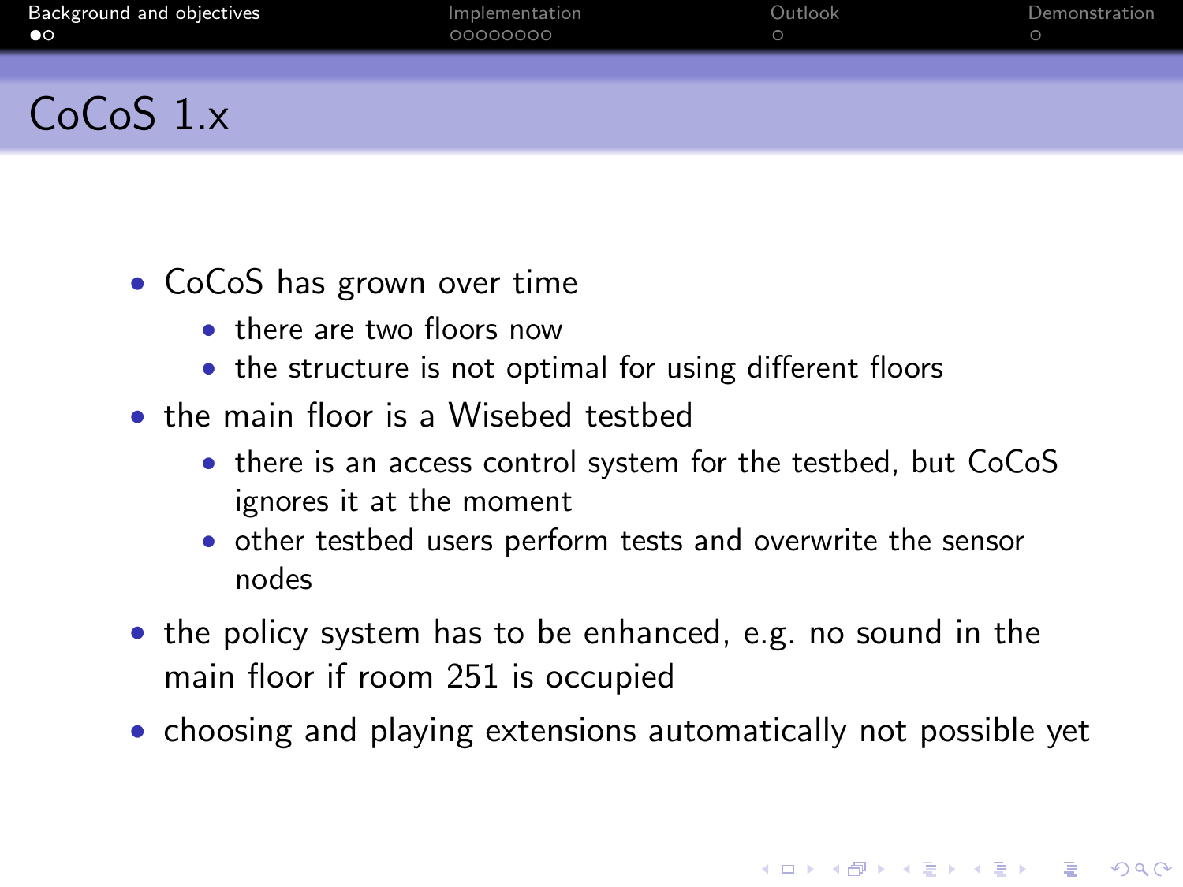# CoCoS 1.x

- CoCoS has grown over time
  - there are two floors now
  - the structure is not optimal for using different floors
- the main floor is a Wisebed testbed
  - there is an access control system for the testbed, but CoCoS ignores it at the moment
  - other testbed users perform tests and overwrite the sensor nodes
- the policy system has to be enhanced, e.g. no sound in the main floor if room 251 is occupied
- choosing and playing extensions automatically not possible yet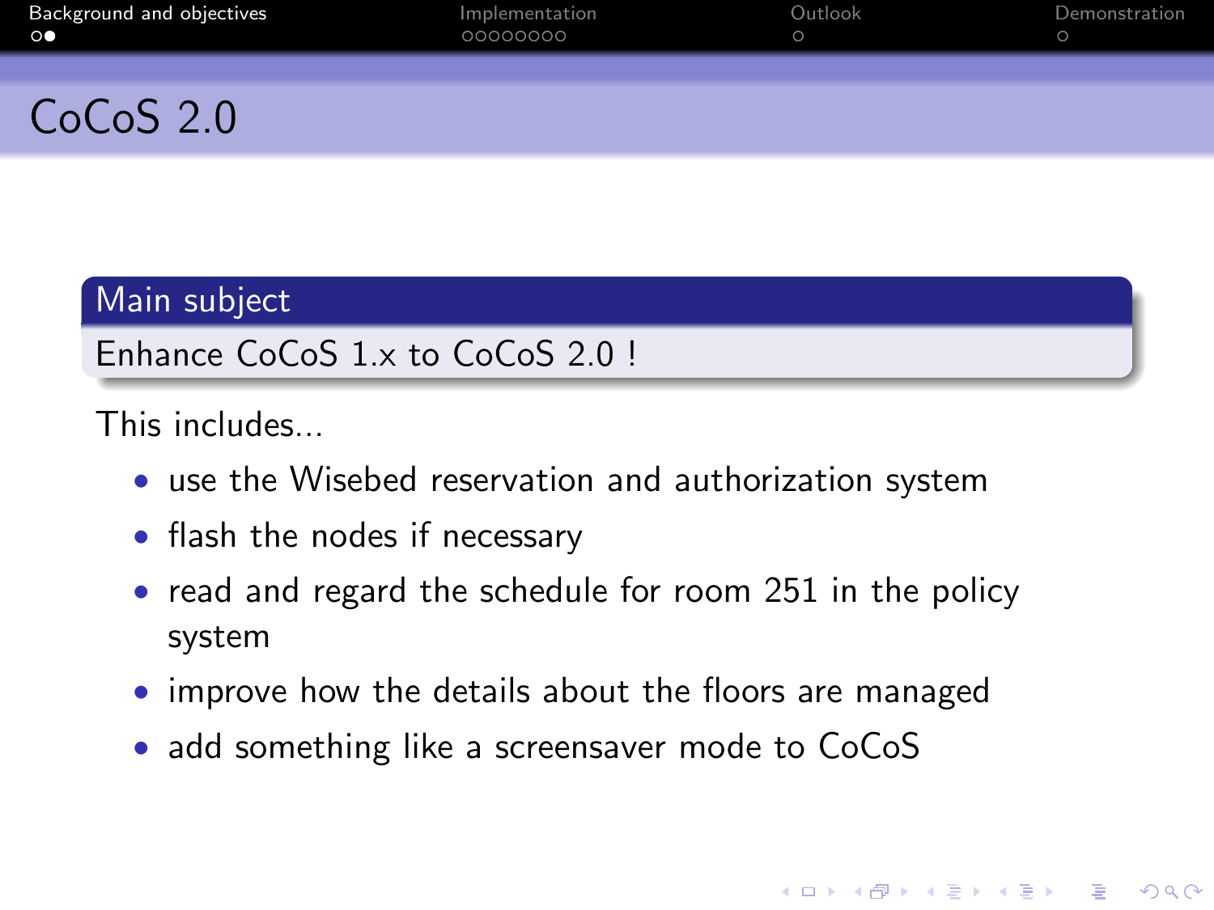# CoCoS 2.0

**Main subject**

Enhance CoCoS 1.x to CoCoS 2.0 !

This includes...

- use the Wisebed reservation and authorization system
- flash the nodes if necessary
- read and regard the schedule for room 251 in the policy system
- improve how the details about the floors are managed
- add something like a screensaver mode to CoCoS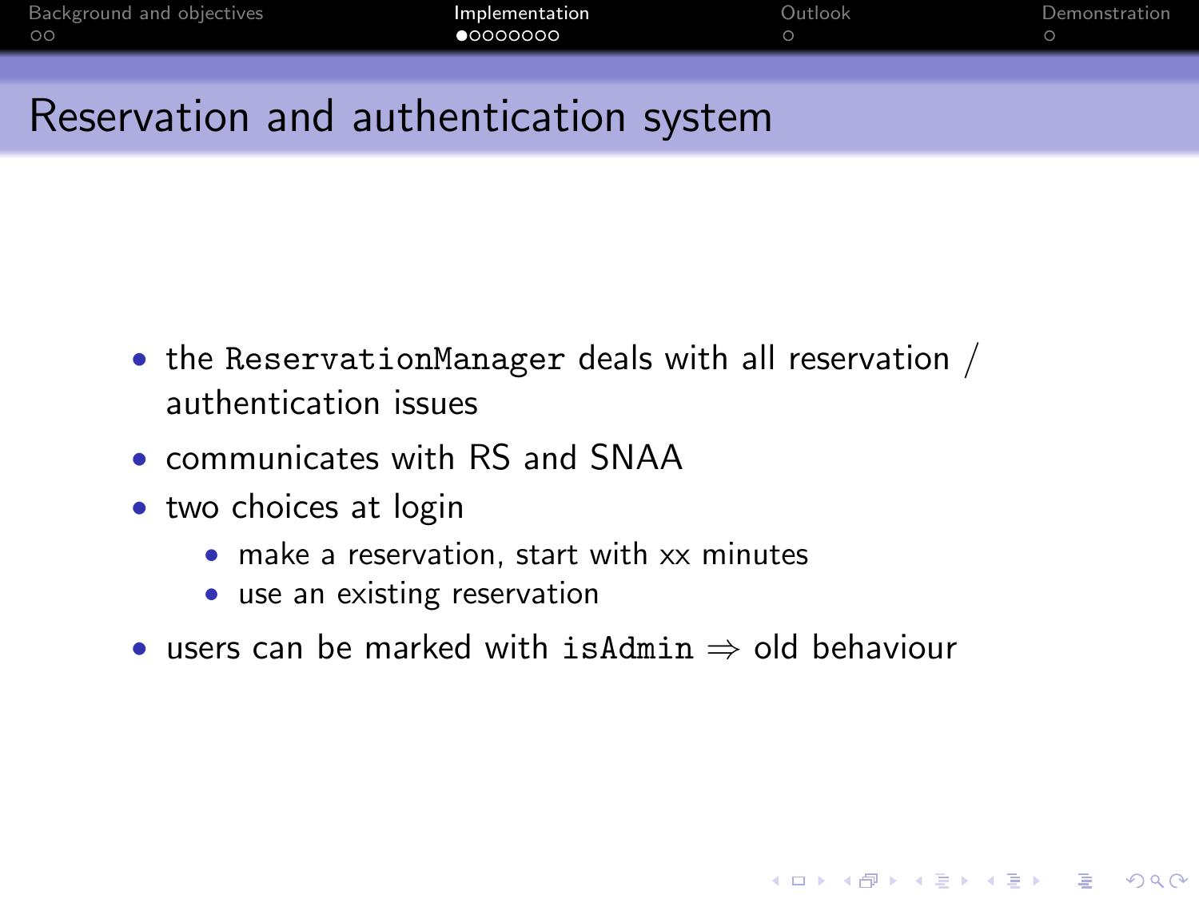# Reservation and authentication system

- the `ReservationManager` deals with all reservation / authentication issues
- communicates with RS and SNAA
- two choices at login
  - make a reservation, start with xx minutes
  - use an existing reservation
- users can be marked with `isAdmin` $\Rightarrow$ old behaviour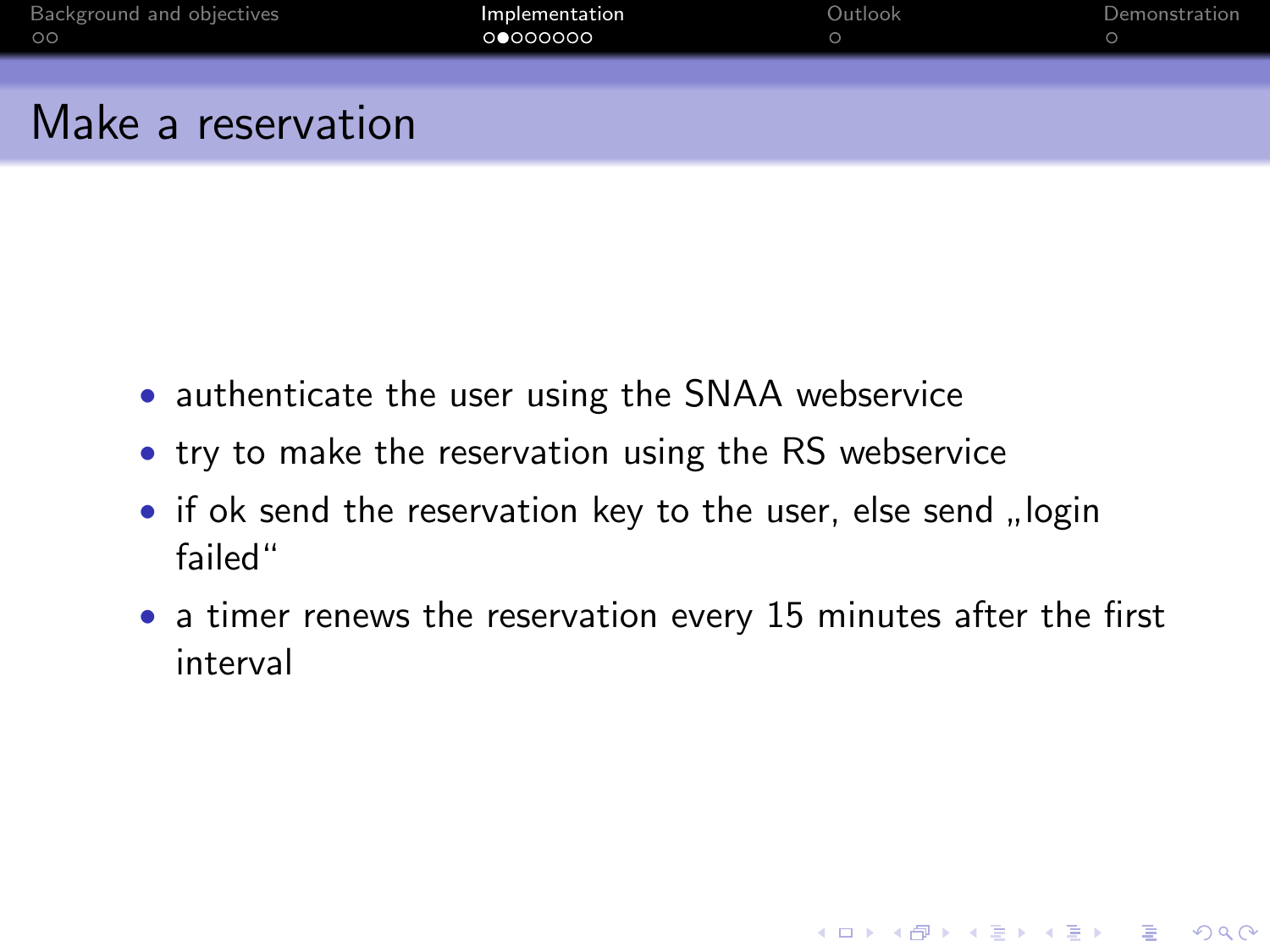# Make a reservation

- authenticate the user using the SNAA webservice
- try to make the reservation using the RS webservice
- if ok send the reservation key to the user, else send „login failed“
- a timer renews the reservation every 15 minutes after the first interval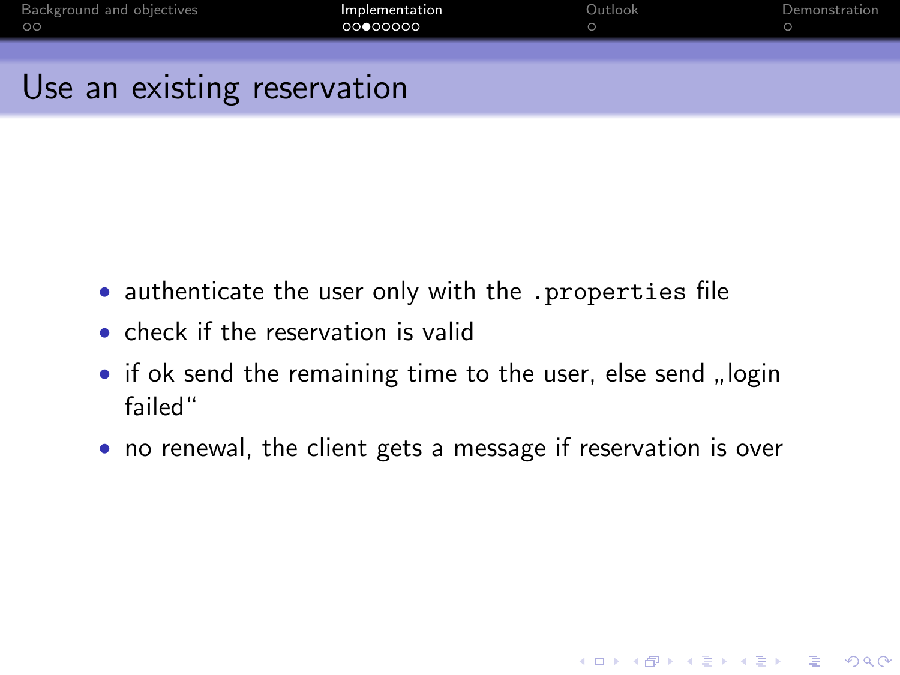# Use an existing reservation

- authenticate the user only with the `.properties` file
- check if the reservation is valid
- if ok send the remaining time to the user, else send „login failed“
- no renewal, the client gets a message if reservation is over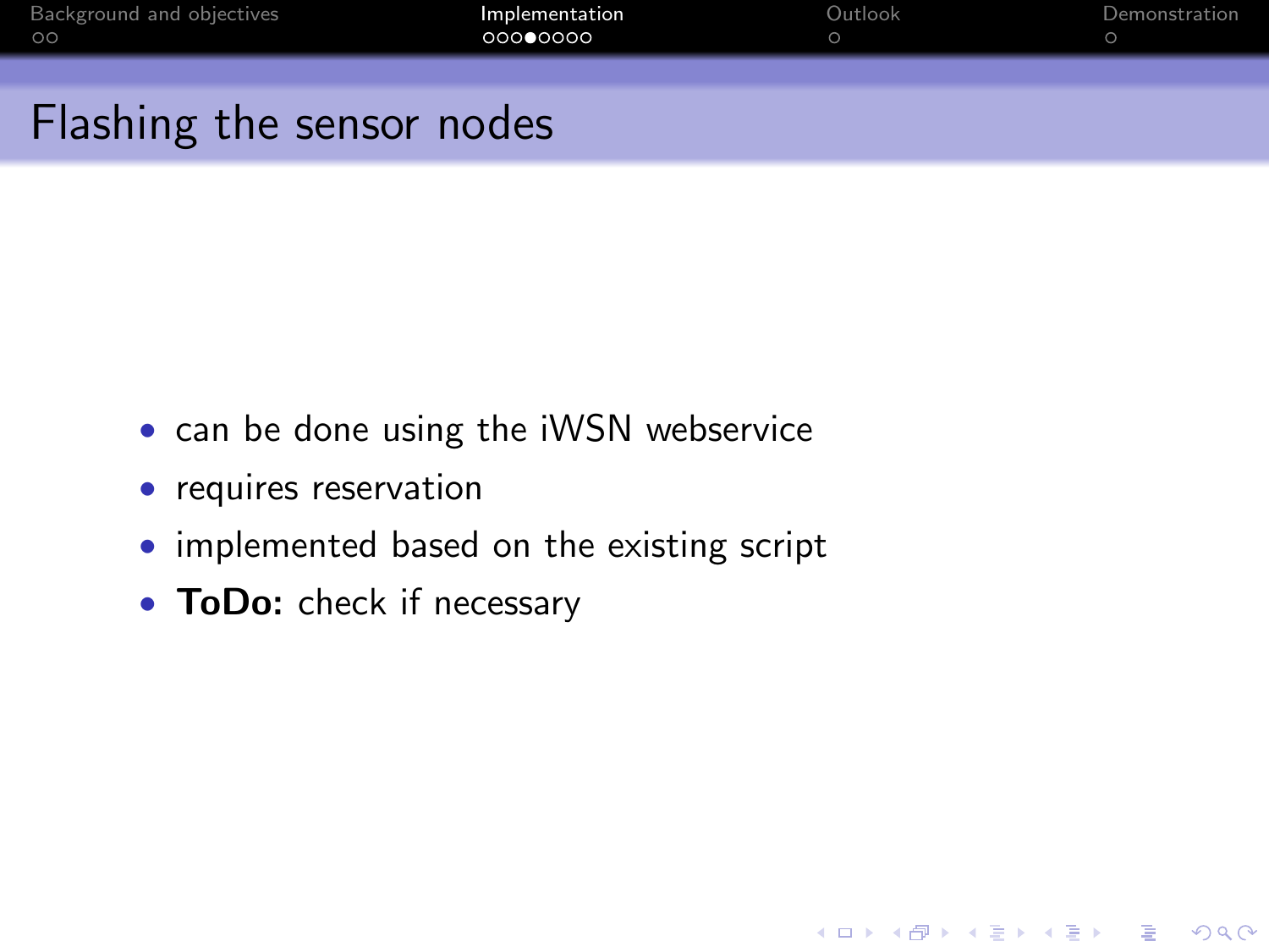# Flashing the sensor nodes

- can be done using the iWSN webservice
- requires reservation
- implemented based on the existing script
- **ToDo:** check if necessary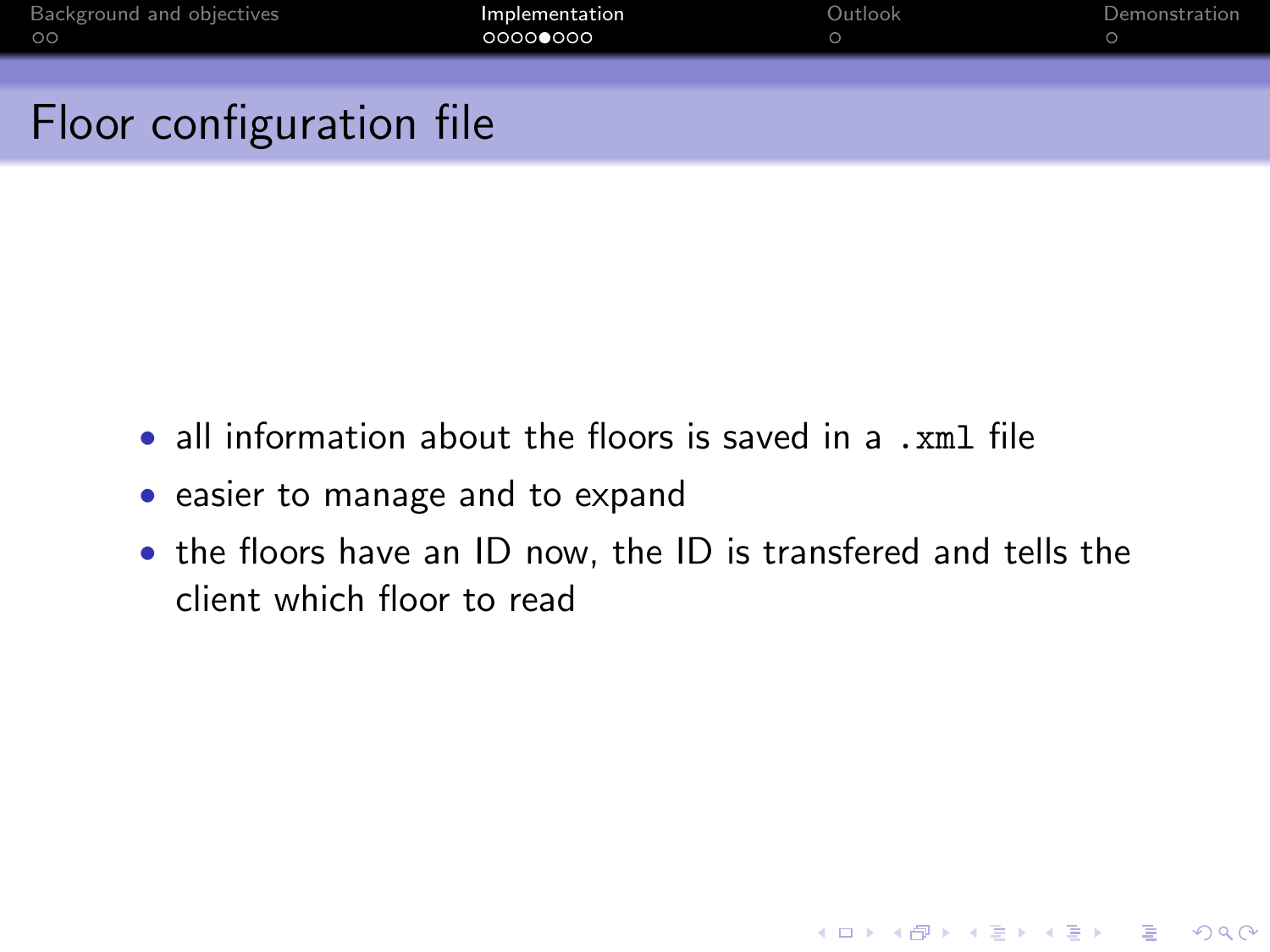# Floor configuration file

- all information about the floors is saved in a `.xml` file
- easier to manage and to expand
- the floors have an ID now, the ID is transfered and tells the client which floor to read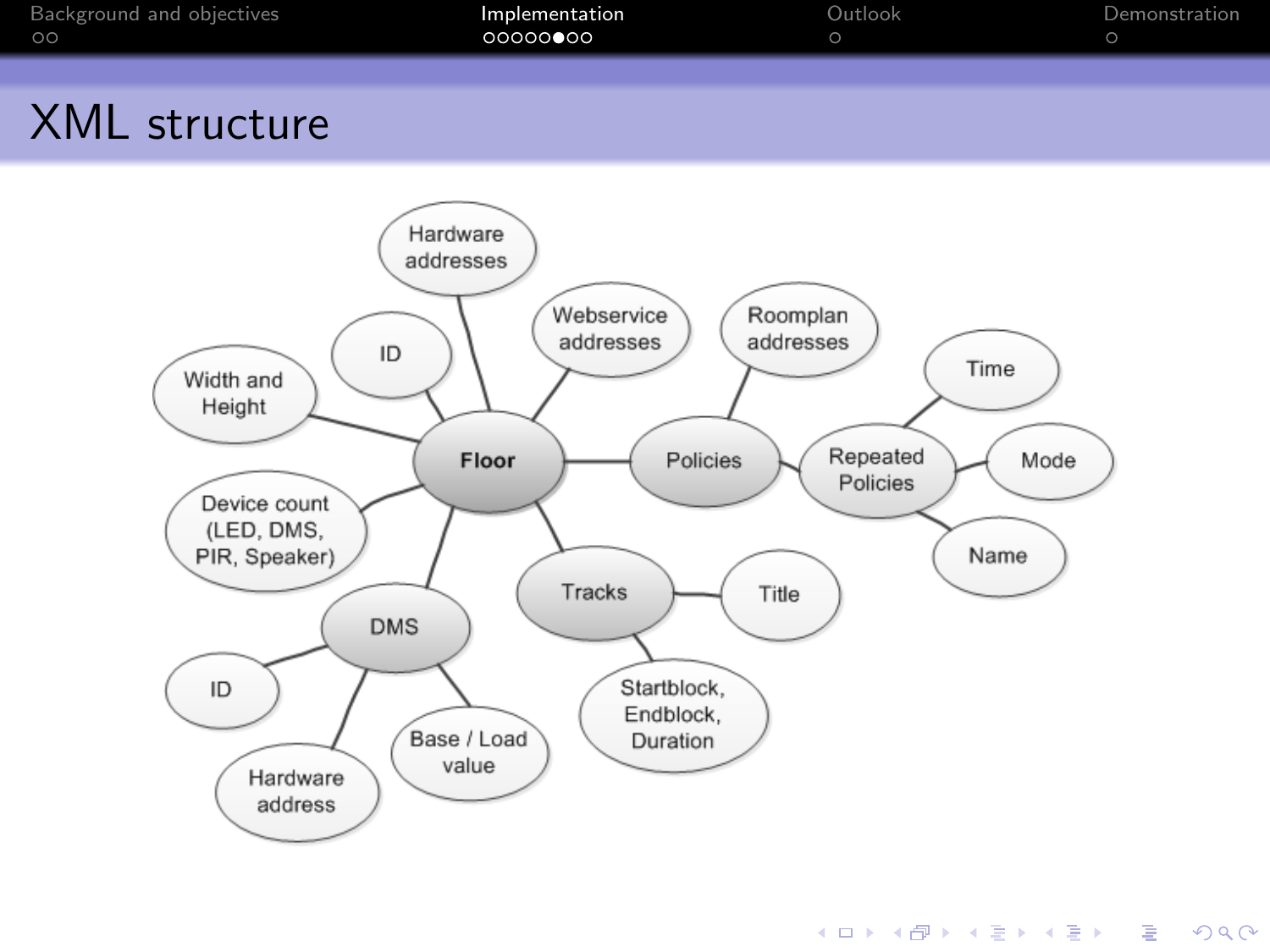# XML structure

Hardware addresses

Webservice addresses

Roomplan addresses

ID

Time

Width and Height

Floor

Policies

Repeated Policies

Mode

Device count (LED, DMS, PIR, Speaker)

Name

Tracks

Title

DMS

ID

Startblock, Endblock, Duration

Base / Load value

Hardware address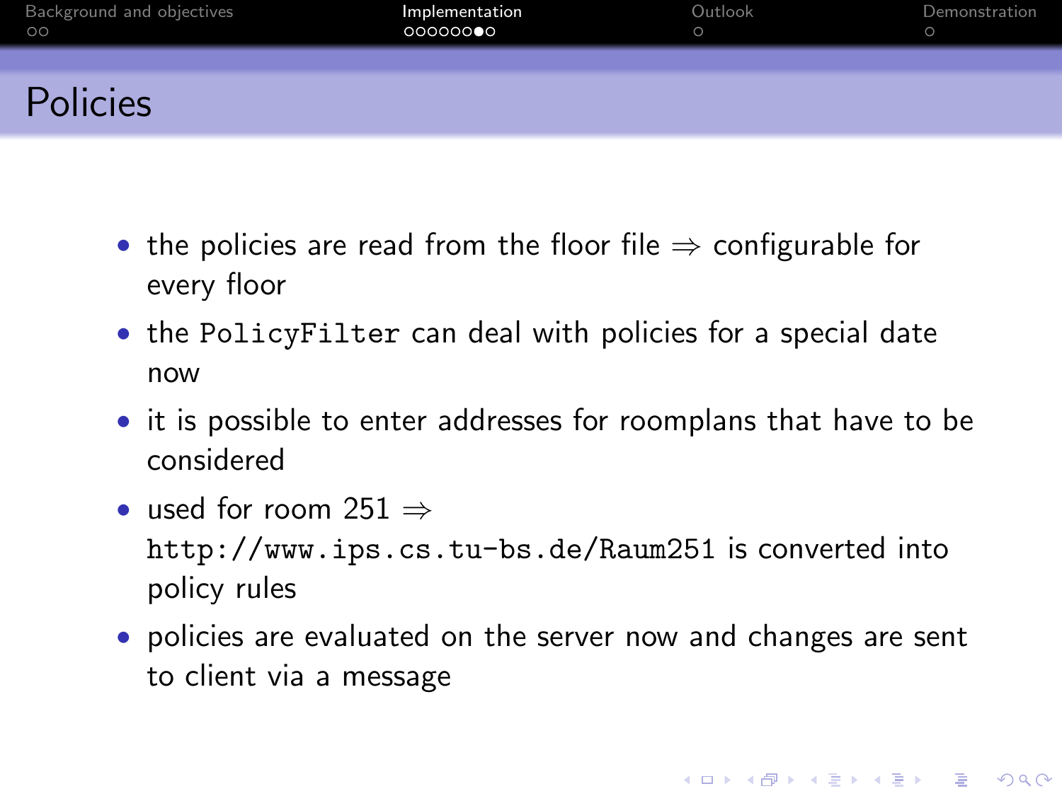# Policies

- the policies are read from the floor file $\Rightarrow$ configurable for every floor
- the `PolicyFilter` can deal with policies for a special date now
- it is possible to enter addresses for roomplans that have to be considered
- used for room 251 $\Rightarrow$ `http://www.ips.cs.tu-bs.de/Raum251` is converted into policy rules
- policies are evaluated on the server now and changes are sent to client via a message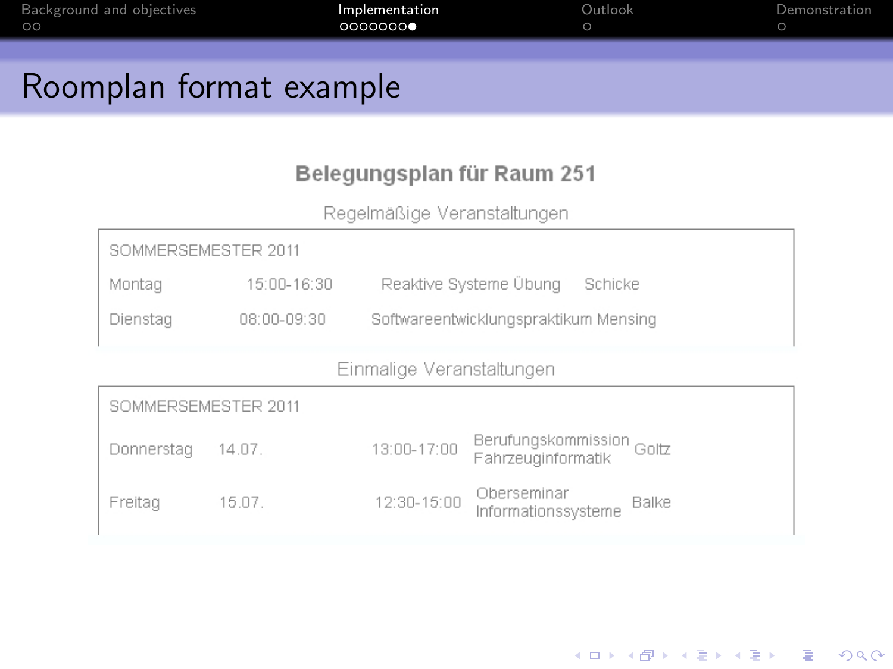# Roomplan format example

## Belegungsplan für Raum 251

### Regelmäßige Veranstaltungen

| | | | |
|---|---|---|---|
| SOMMERSEMESTER 2011 | | | |
| Montag | 15:00-16:30 | Reaktive Systeme Übung | Schicke |
| Dienstag | 08:00-09:30 | Softwareentwicklungspraktikum | Mensing |

### Einmalige Veranstaltungen

| | | | | |
|---|---|---|---|---|
| SOMMERSEMESTER 2011 | | | | |
| Donnerstag | 14.07. | 13:00-17:00 | Berufungskommission Fahrzeuginformatik | Goltz |
| Freitag | 15.07. | 12:30-15:00 | Oberseminar Informationssysteme | Balke |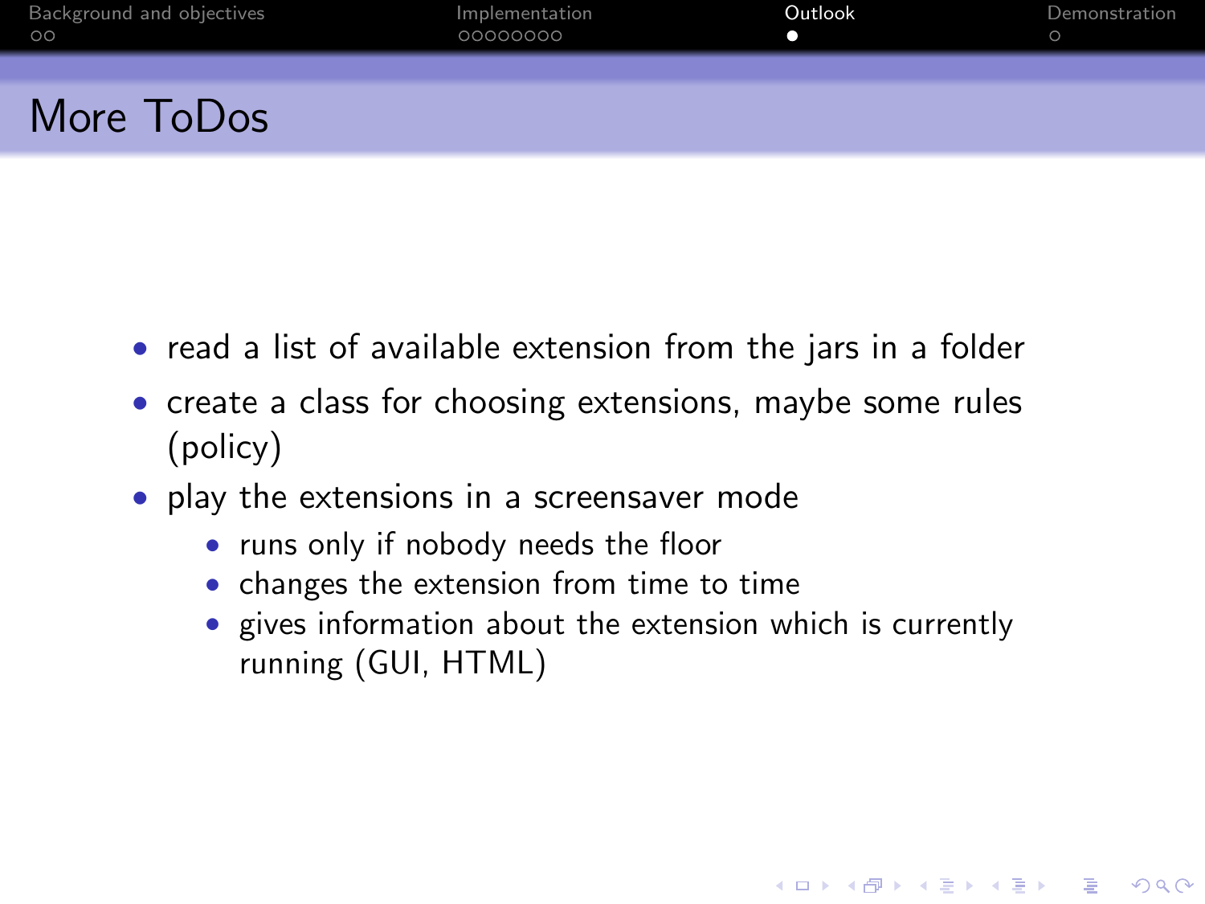# More ToDos

- read a list of available extension from the jars in a folder
- create a class for choosing extensions, maybe some rules (policy)
- play the extensions in a screensaver mode
  - runs only if nobody needs the floor
  - changes the extension from time to time
  - gives information about the extension which is currently running (GUI, HTML)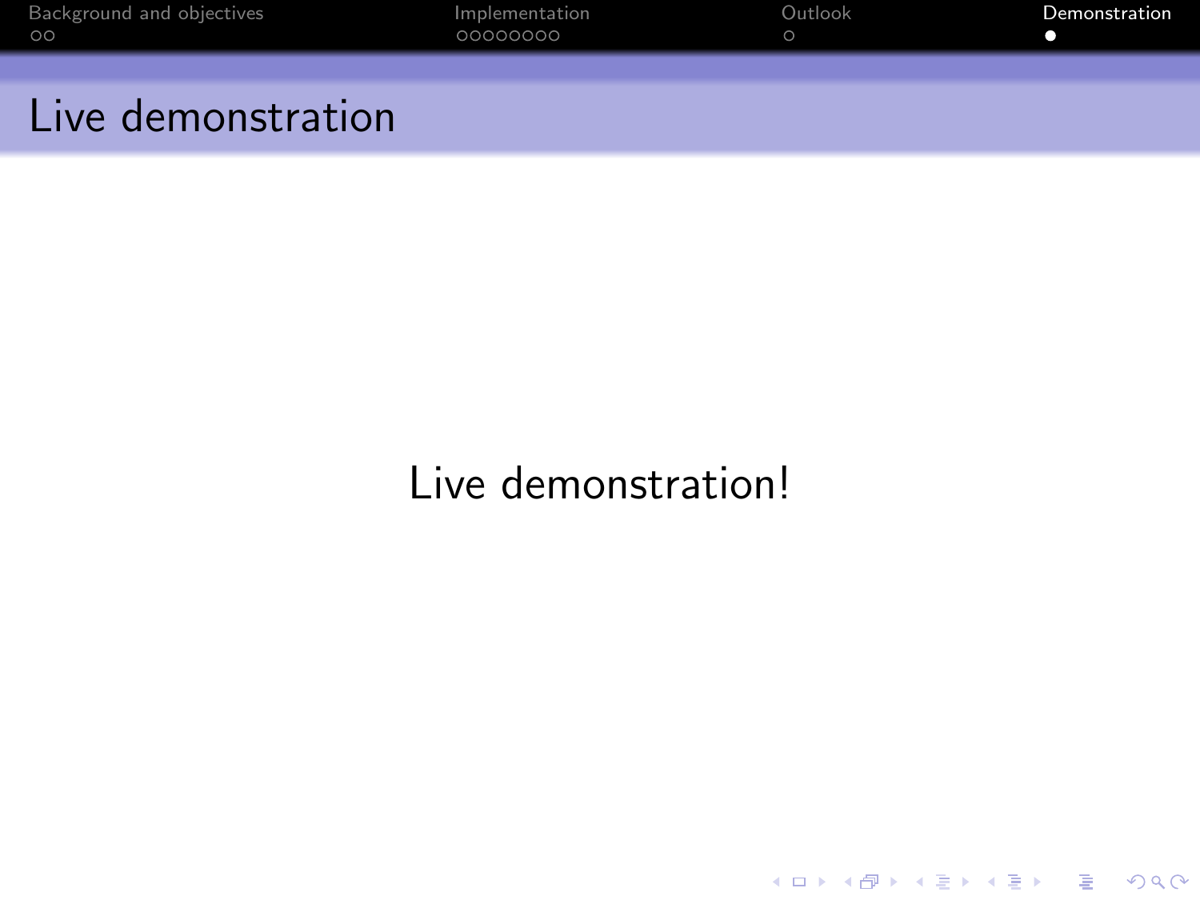# Live demonstration

Live demonstration!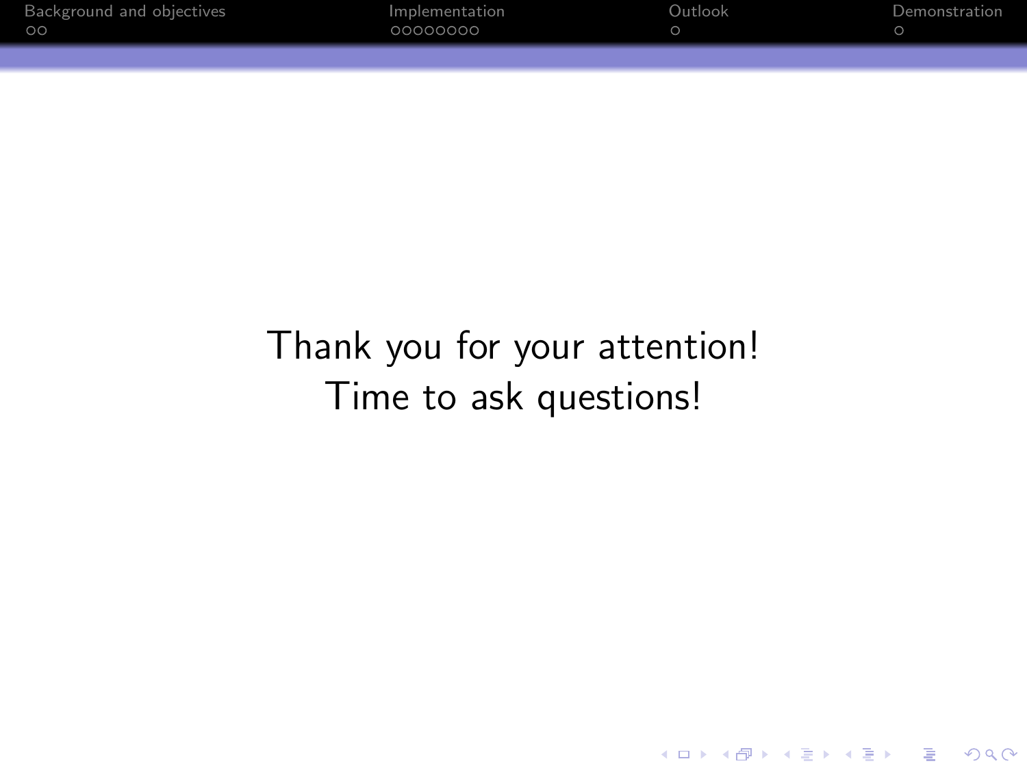Thank you for your attention!
Time to ask questions!